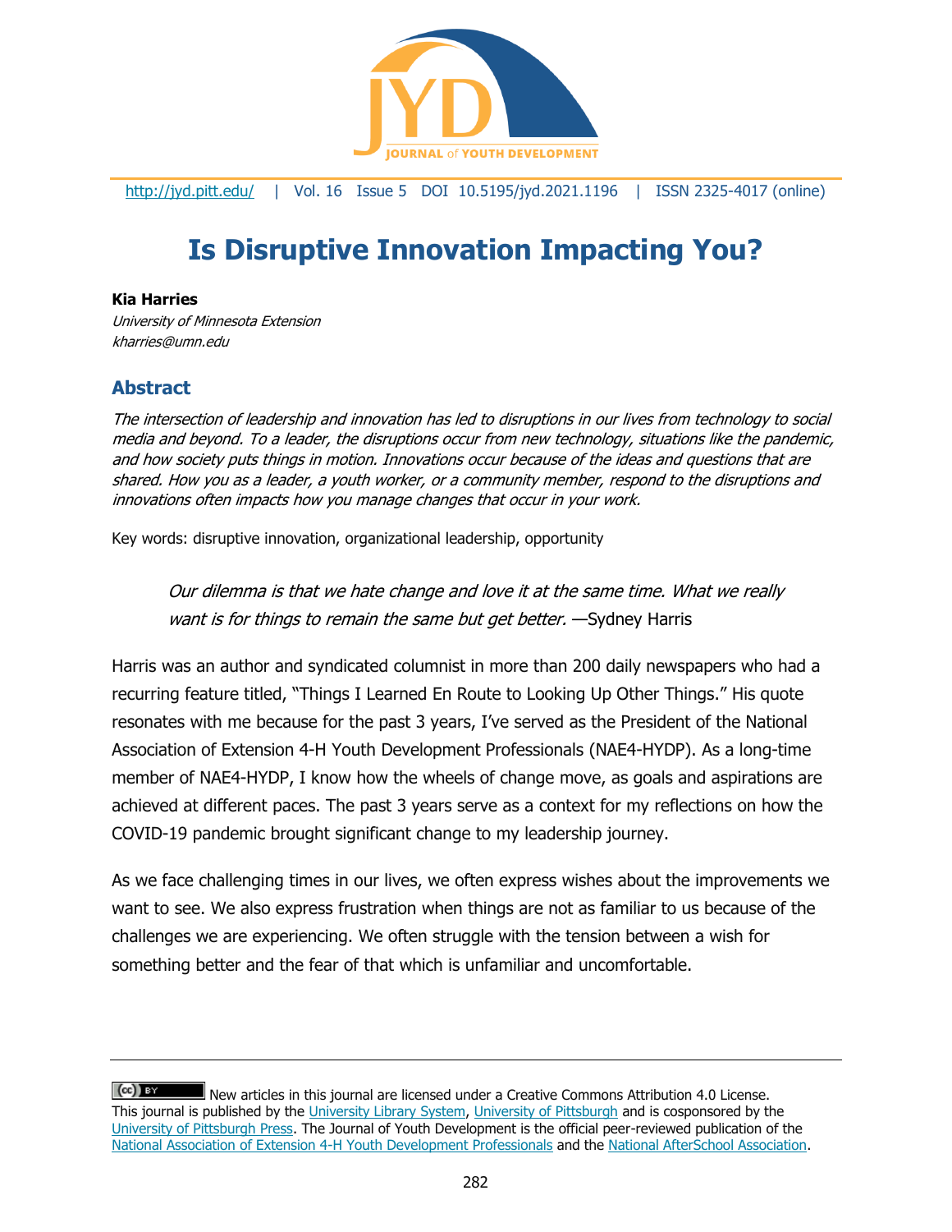# Is Disruptive Innovation Impacting You?

**Kia Harries**
*University of Minnesota Extension*
*kharries@umn.edu*

## Abstract

*The intersection of leadership and innovation has led to disruptions in our lives from technology to social media and beyond. To a leader, the disruptions occur from new technology, situations like the pandemic, and how society puts things in motion. Innovations occur because of the ideas and questions that are shared. How you as a leader, a youth worker, or a community member, respond to the disruptions and innovations often impacts how you manage changes that occur in your work.*

Key words: disruptive innovation, organizational leadership, opportunity

> *Our dilemma is that we hate change and love it at the same time. What we really want is for things to remain the same but get better.* —Sydney Harris

Harris was an author and syndicated columnist in more than 200 daily newspapers who had a recurring feature titled, "Things I Learned En Route to Looking Up Other Things." His quote resonates with me because for the past 3 years, I've served as the President of the National Association of Extension 4-H Youth Development Professionals (NAE4-HYDP). As a long-time member of NAE4-HYDP, I know how the wheels of change move, as goals and aspirations are achieved at different paces. The past 3 years serve as a context for my reflections on how the COVID-19 pandemic brought significant change to my leadership journey.

As we face challenging times in our lives, we often express wishes about the improvements we want to see. We also express frustration when things are not as familiar to us because of the challenges we are experiencing. We often struggle with the tension between a wish for something better and the fear of that which is unfamiliar and uncomfortable.

New articles in this journal are licensed under a Creative Commons Attribution 4.0 License.
This journal is published by the University Library System, University of Pittsburgh and is cosponsored by the University of Pittsburgh Press. The Journal of Youth Development is the official peer-reviewed publication of the National Association of Extension 4-H Youth Development Professionals and the National AfterSchool Association.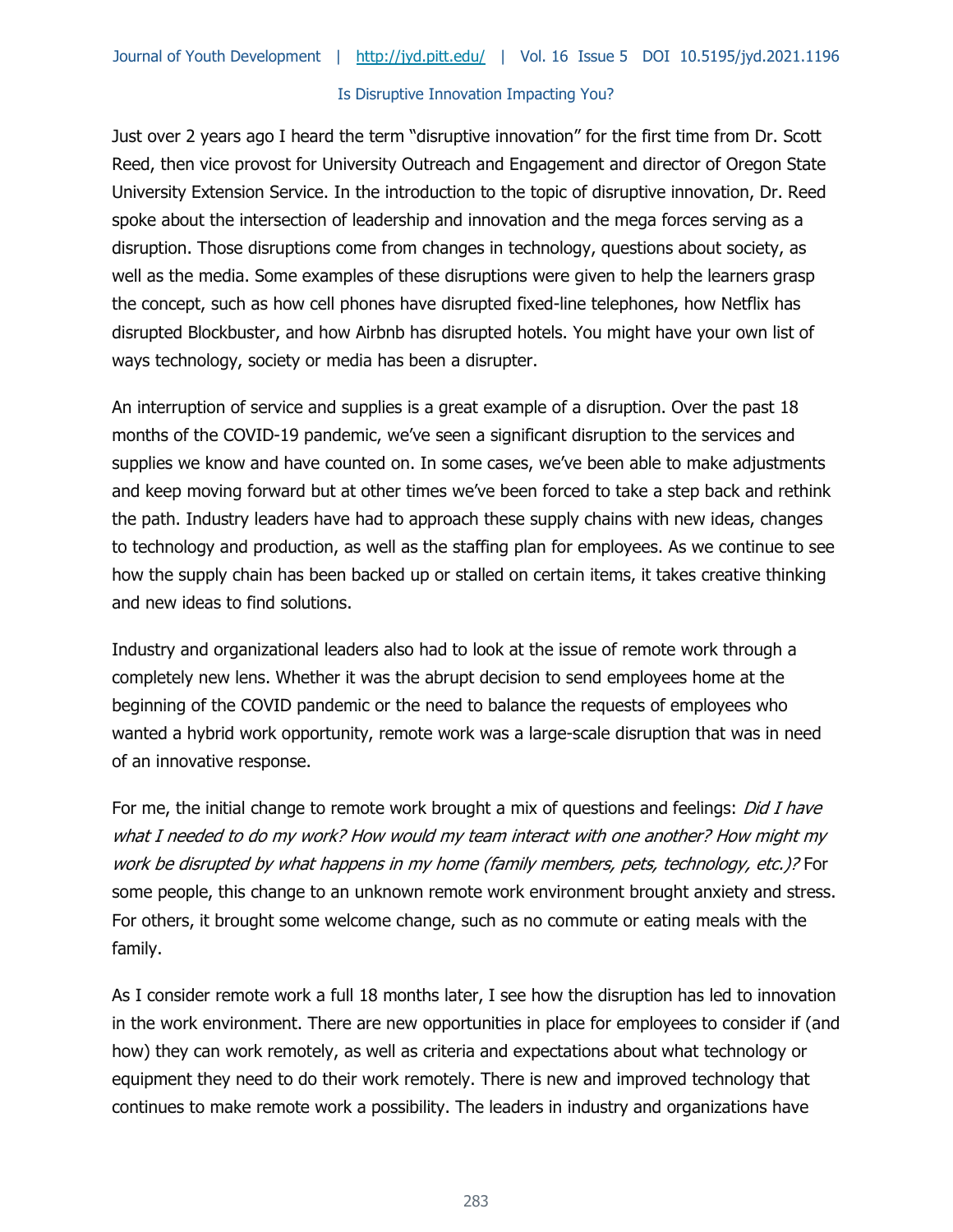Just over 2 years ago I heard the term "disruptive innovation" for the first time from Dr. Scott Reed, then vice provost for University Outreach and Engagement and director of Oregon State University Extension Service. In the introduction to the topic of disruptive innovation, Dr. Reed spoke about the intersection of leadership and innovation and the mega forces serving as a disruption. Those disruptions come from changes in technology, questions about society, as well as the media. Some examples of these disruptions were given to help the learners grasp the concept, such as how cell phones have disrupted fixed-line telephones, how Netflix has disrupted Blockbuster, and how Airbnb has disrupted hotels. You might have your own list of ways technology, society or media has been a disrupter.

An interruption of service and supplies is a great example of a disruption. Over the past 18 months of the COVID-19 pandemic, we've seen a significant disruption to the services and supplies we know and have counted on. In some cases, we've been able to make adjustments and keep moving forward but at other times we've been forced to take a step back and rethink the path. Industry leaders have had to approach these supply chains with new ideas, changes to technology and production, as well as the staffing plan for employees. As we continue to see how the supply chain has been backed up or stalled on certain items, it takes creative thinking and new ideas to find solutions.

Industry and organizational leaders also had to look at the issue of remote work through a completely new lens. Whether it was the abrupt decision to send employees home at the beginning of the COVID pandemic or the need to balance the requests of employees who wanted a hybrid work opportunity, remote work was a large-scale disruption that was in need of an innovative response.

For me, the initial change to remote work brought a mix of questions and feelings: *Did I have what I needed to do my work? How would my team interact with one another? How might my work be disrupted by what happens in my home (family members, pets, technology, etc.)?* For some people, this change to an unknown remote work environment brought anxiety and stress. For others, it brought some welcome change, such as no commute or eating meals with the family.

As I consider remote work a full 18 months later, I see how the disruption has led to innovation in the work environment. There are new opportunities in place for employees to consider if (and how) they can work remotely, as well as criteria and expectations about what technology or equipment they need to do their work remotely. There is new and improved technology that continues to make remote work a possibility. The leaders in industry and organizations have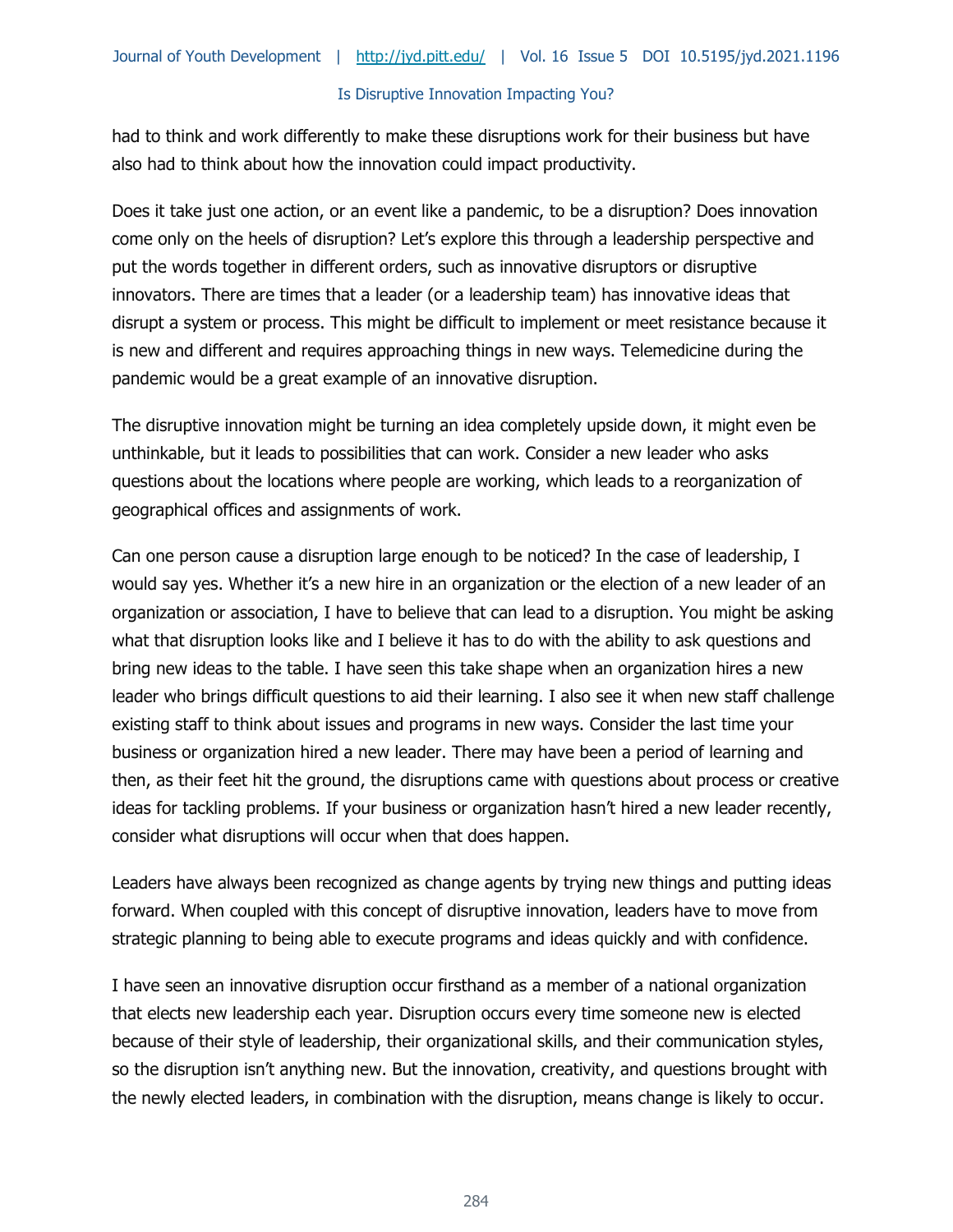had to think and work differently to make these disruptions work for their business but have also had to think about how the innovation could impact productivity.

Does it take just one action, or an event like a pandemic, to be a disruption? Does innovation come only on the heels of disruption? Let's explore this through a leadership perspective and put the words together in different orders, such as innovative disruptors or disruptive innovators. There are times that a leader (or a leadership team) has innovative ideas that disrupt a system or process. This might be difficult to implement or meet resistance because it is new and different and requires approaching things in new ways. Telemedicine during the pandemic would be a great example of an innovative disruption.

The disruptive innovation might be turning an idea completely upside down, it might even be unthinkable, but it leads to possibilities that can work. Consider a new leader who asks questions about the locations where people are working, which leads to a reorganization of geographical offices and assignments of work.

Can one person cause a disruption large enough to be noticed? In the case of leadership, I would say yes. Whether it's a new hire in an organization or the election of a new leader of an organization or association, I have to believe that can lead to a disruption. You might be asking what that disruption looks like and I believe it has to do with the ability to ask questions and bring new ideas to the table. I have seen this take shape when an organization hires a new leader who brings difficult questions to aid their learning. I also see it when new staff challenge existing staff to think about issues and programs in new ways. Consider the last time your business or organization hired a new leader. There may have been a period of learning and then, as their feet hit the ground, the disruptions came with questions about process or creative ideas for tackling problems. If your business or organization hasn't hired a new leader recently, consider what disruptions will occur when that does happen.

Leaders have always been recognized as change agents by trying new things and putting ideas forward. When coupled with this concept of disruptive innovation, leaders have to move from strategic planning to being able to execute programs and ideas quickly and with confidence.

I have seen an innovative disruption occur firsthand as a member of a national organization that elects new leadership each year. Disruption occurs every time someone new is elected because of their style of leadership, their organizational skills, and their communication styles, so the disruption isn't anything new. But the innovation, creativity, and questions brought with the newly elected leaders, in combination with the disruption, means change is likely to occur.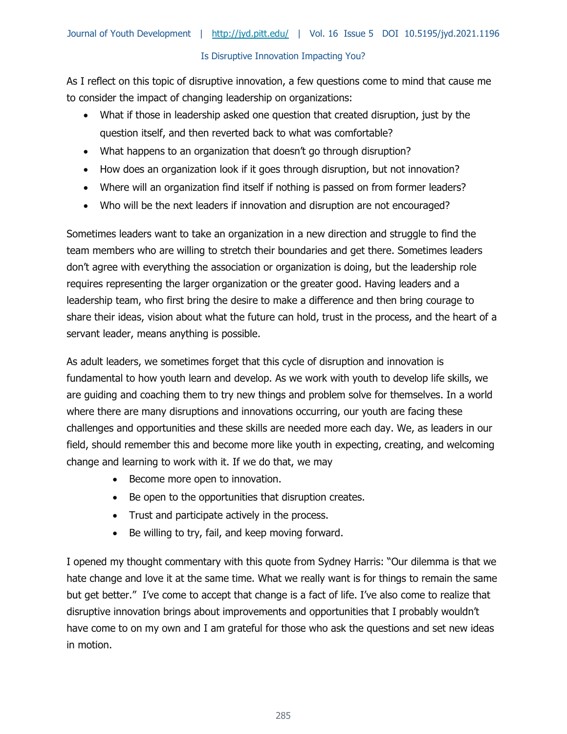As I reflect on this topic of disruptive innovation, a few questions come to mind that cause me to consider the impact of changing leadership on organizations:

- What if those in leadership asked one question that created disruption, just by the question itself, and then reverted back to what was comfortable?
- What happens to an organization that doesn't go through disruption?
- How does an organization look if it goes through disruption, but not innovation?
- Where will an organization find itself if nothing is passed on from former leaders?
- Who will be the next leaders if innovation and disruption are not encouraged?

Sometimes leaders want to take an organization in a new direction and struggle to find the team members who are willing to stretch their boundaries and get there. Sometimes leaders don't agree with everything the association or organization is doing, but the leadership role requires representing the larger organization or the greater good. Having leaders and a leadership team, who first bring the desire to make a difference and then bring courage to share their ideas, vision about what the future can hold, trust in the process, and the heart of a servant leader, means anything is possible.

As adult leaders, we sometimes forget that this cycle of disruption and innovation is fundamental to how youth learn and develop. As we work with youth to develop life skills, we are guiding and coaching them to try new things and problem solve for themselves. In a world where there are many disruptions and innovations occurring, our youth are facing these challenges and opportunities and these skills are needed more each day. We, as leaders in our field, should remember this and become more like youth in expecting, creating, and welcoming change and learning to work with it. If we do that, we may

- Become more open to innovation.
- Be open to the opportunities that disruption creates.
- Trust and participate actively in the process.
- Be willing to try, fail, and keep moving forward.

I opened my thought commentary with this quote from Sydney Harris: "Our dilemma is that we hate change and love it at the same time. What we really want is for things to remain the same but get better." I've come to accept that change is a fact of life. I've also come to realize that disruptive innovation brings about improvements and opportunities that I probably wouldn't have come to on my own and I am grateful for those who ask the questions and set new ideas in motion.